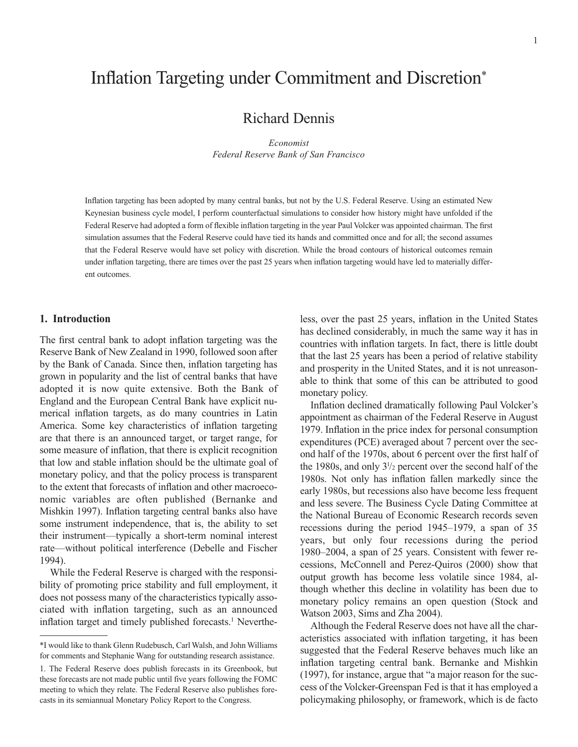# Inflation Targeting under Commitment and Discretion*

## Richard Dennis

*Economist*
*Federal Reserve Bank of San Francisco*

Inflation targeting has been adopted by many central banks, but not by the U.S. Federal Reserve. Using an estimated New Keynesian business cycle model, I perform counterfactual simulations to consider how history might have unfolded if the Federal Reserve had adopted a form of flexible inflation targeting in the year Paul Volcker was appointed chairman. The first simulation assumes that the Federal Reserve could have tied its hands and committed once and for all; the second assumes that the Federal Reserve would have set policy with discretion. While the broad contours of historical outcomes remain under inflation targeting, there are times over the past 25 years when inflation targeting would have led to materially different outcomes.

## 1. Introduction

The first central bank to adopt inflation targeting was the Reserve Bank of New Zealand in 1990, followed soon after by the Bank of Canada. Since then, inflation targeting has grown in popularity and the list of central banks that have adopted it is now quite extensive. Both the Bank of England and the European Central Bank have explicit numerical inflation targets, as do many countries in Latin America. Some key characteristics of inflation targeting are that there is an announced target, or target range, for some measure of inflation, that there is explicit recognition that low and stable inflation should be the ultimate goal of monetary policy, and that the policy process is transparent to the extent that forecasts of inflation and other macroeconomic variables are often published (Bernanke and Mishkin 1997). Inflation targeting central banks also have some instrument independence, that is, the ability to set their instrument—typically a short-term nominal interest rate—without political interference (Debelle and Fischer 1994).

While the Federal Reserve is charged with the responsibility of promoting price stability and full employment, it does not possess many of the characteristics typically associated with inflation targeting, such as an announced inflation target and timely published forecasts.[1] Nevertheless, over the past 25 years, inflation in the United States has declined considerably, in much the same way it has in countries with inflation targets. In fact, there is little doubt that the last 25 years has been a period of relative stability and prosperity in the United States, and it is not unreasonable to think that some of this can be attributed to good monetary policy.

Inflation declined dramatically following Paul Volcker's appointment as chairman of the Federal Reserve in August 1979. Inflation in the price index for personal consumption expenditures (PCE) averaged about 7 percent over the second half of the 1970s, about 6 percent over the first half of the 1980s, and only 3½ percent over the second half of the 1980s. Not only has inflation fallen markedly since the early 1980s, but recessions also have become less frequent and less severe. The Business Cycle Dating Committee at the National Bureau of Economic Research records seven recessions during the period 1945–1979, a span of 35 years, but only four recessions during the period 1980–2004, a span of 25 years. Consistent with fewer recessions, McConnell and Perez-Quiros (2000) show that output growth has become less volatile since 1984, although whether this decline in volatility has been due to monetary policy remains an open question (Stock and Watson 2003, Sims and Zha 2004).

Although the Federal Reserve does not have all the characteristics associated with inflation targeting, it has been suggested that the Federal Reserve behaves much like an inflation targeting central bank. Bernanke and Mishkin (1997), for instance, argue that "a major reason for the success of the Volcker-Greenspan Fed is that it has employed a policymaking philosophy, or framework, which is de facto

---

*I would like to thank Glenn Rudebusch, Carl Walsh, and John Williams for comments and Stephanie Wang for outstanding research assistance.

1. The Federal Reserve does publish forecasts in its Greenbook, but these forecasts are not made public until five years following the FOMC meeting to which they relate. The Federal Reserve also publishes forecasts in its semiannual Monetary Policy Report to the Congress.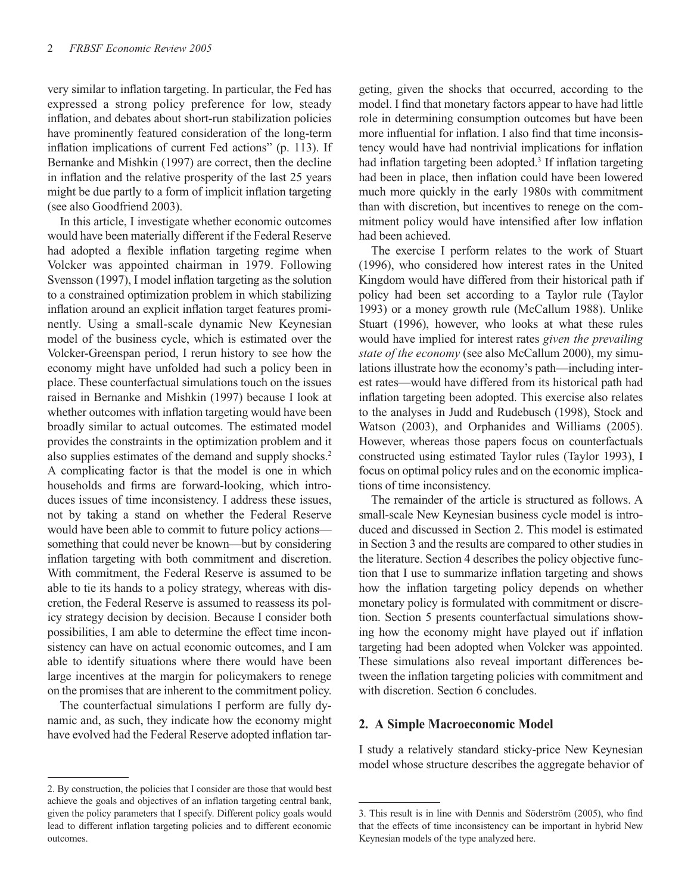very similar to inflation targeting. In particular, the Fed has expressed a strong policy preference for low, steady inflation, and debates about short-run stabilization policies have prominently featured consideration of the long-term inflation implications of current Fed actions" (p. 113). If Bernanke and Mishkin (1997) are correct, then the decline in inflation and the relative prosperity of the last 25 years might be due partly to a form of implicit inflation targeting (see also Goodfriend 2003).

In this article, I investigate whether economic outcomes would have been materially different if the Federal Reserve had adopted a flexible inflation targeting regime when Volcker was appointed chairman in 1979. Following Svensson (1997), I model inflation targeting as the solution to a constrained optimization problem in which stabilizing inflation around an explicit inflation target features prominently. Using a small-scale dynamic New Keynesian model of the business cycle, which is estimated over the Volcker-Greenspan period, I rerun history to see how the economy might have unfolded had such a policy been in place. These counterfactual simulations touch on the issues raised in Bernanke and Mishkin (1997) because I look at whether outcomes with inflation targeting would have been broadly similar to actual outcomes. The estimated model provides the constraints in the optimization problem and it also supplies estimates of the demand and supply shocks.[2] A complicating factor is that the model is one in which households and firms are forward-looking, which introduces issues of time inconsistency. I address these issues, not by taking a stand on whether the Federal Reserve would have been able to commit to future policy actions—something that could never be known—but by considering inflation targeting with both commitment and discretion. With commitment, the Federal Reserve is assumed to be able to tie its hands to a policy strategy, whereas with discretion, the Federal Reserve is assumed to reassess its policy strategy decision by decision. Because I consider both possibilities, I am able to determine the effect time inconsistency can have on actual economic outcomes, and I am able to identify situations where there would have been large incentives at the margin for policymakers to renege on the promises that are inherent to the commitment policy.

The counterfactual simulations I perform are fully dynamic and, as such, they indicate how the economy might have evolved had the Federal Reserve adopted inflation targeting, given the shocks that occurred, according to the model. I find that monetary factors appear to have had little role in determining consumption outcomes but have been more influential for inflation. I also find that time inconsistency would have had nontrivial implications for inflation had inflation targeting been adopted.[3] If inflation targeting had been in place, then inflation could have been lowered much more quickly in the early 1980s with commitment than with discretion, but incentives to renege on the commitment policy would have intensified after low inflation had been achieved.

The exercise I perform relates to the work of Stuart (1996), who considered how interest rates in the United Kingdom would have differed from their historical path if policy had been set according to a Taylor rule (Taylor 1993) or a money growth rule (McCallum 1988). Unlike Stuart (1996), however, who looks at what these rules would have implied for interest rates *given the prevailing state of the economy* (see also McCallum 2000), my simulations illustrate how the economy's path—including interest rates—would have differed from its historical path had inflation targeting been adopted. This exercise also relates to the analyses in Judd and Rudebusch (1998), Stock and Watson (2003), and Orphanides and Williams (2005). However, whereas those papers focus on counterfactuals constructed using estimated Taylor rules (Taylor 1993), I focus on optimal policy rules and on the economic implications of time inconsistency.

The remainder of the article is structured as follows. A small-scale New Keynesian business cycle model is introduced and discussed in Section 2. This model is estimated in Section 3 and the results are compared to other studies in the literature. Section 4 describes the policy objective function that I use to summarize inflation targeting and shows how the inflation targeting policy depends on whether monetary policy is formulated with commitment or discretion. Section 5 presents counterfactual simulations showing how the economy might have played out if inflation targeting had been adopted when Volcker was appointed. These simulations also reveal important differences between the inflation targeting policies with commitment and with discretion. Section 6 concludes.

## 2. A Simple Macroeconomic Model

I study a relatively standard sticky-price New Keynesian model whose structure describes the aggregate behavior of

---

2. By construction, the policies that I consider are those that would best achieve the goals and objectives of an inflation targeting central bank, given the policy parameters that I specify. Different policy goals would lead to different inflation targeting policies and to different economic outcomes.

3. This result is in line with Dennis and Söderström (2005), who find that the effects of time inconsistency can be important in hybrid New Keynesian models of the type analyzed here.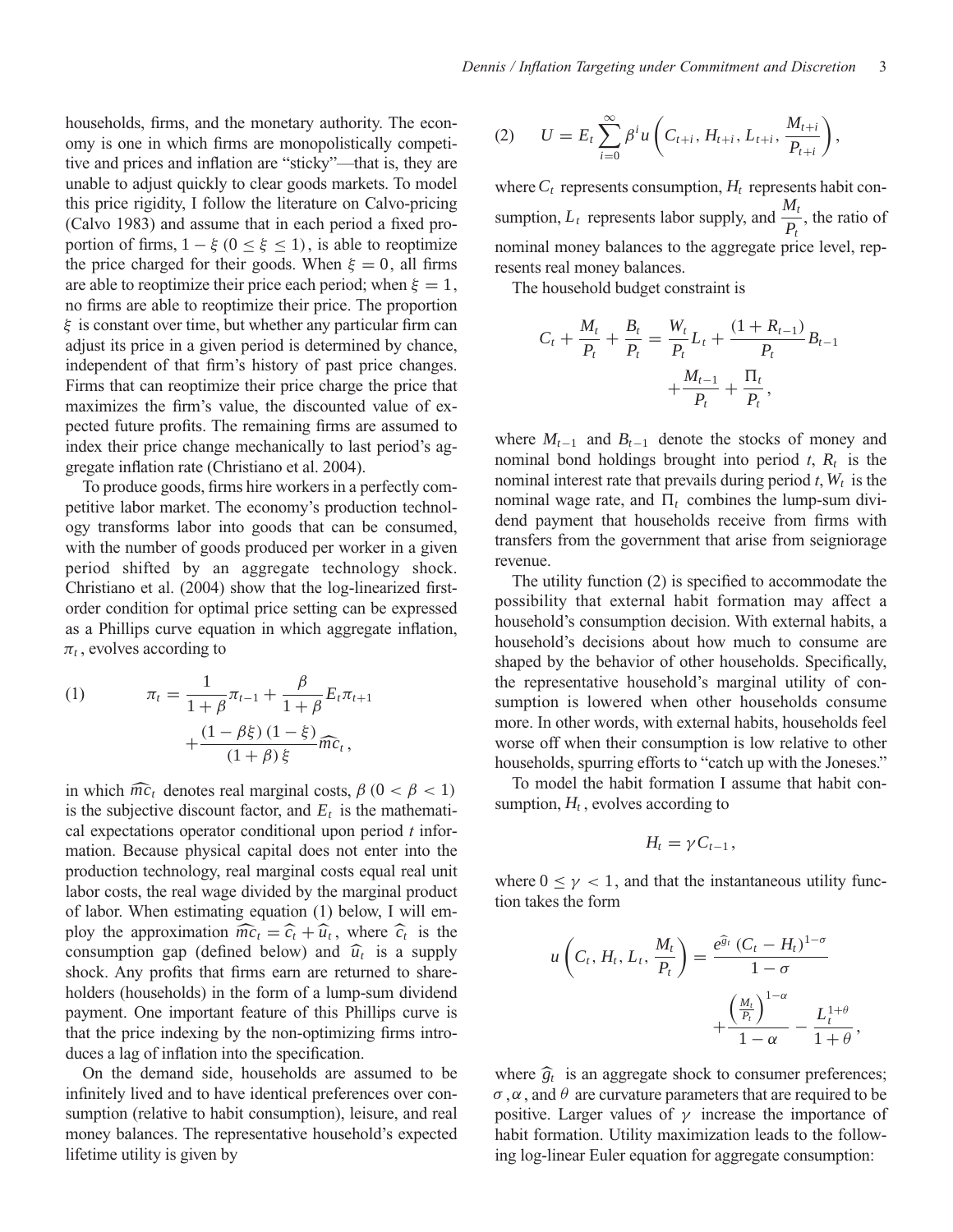households, firms, and the monetary authority. The economy is one in which firms are monopolistically competitive and prices and inflation are "sticky"—that is, they are unable to adjust quickly to clear goods markets. To model this price rigidity, I follow the literature on Calvo-pricing (Calvo 1983) and assume that in each period a fixed proportion of firms, $1-\xi$ $(0 \leq \xi \leq 1)$, is able to reoptimize the price charged for their goods. When $\xi = 0$, all firms are able to reoptimize their price each period; when $\xi = 1$, no firms are able to reoptimize their price. The proportion $\xi$ is constant over time, but whether any particular firm can adjust its price in a given period is determined by chance, independent of that firm's history of past price changes. Firms that can reoptimize their price charge the price that maximizes the firm's value, the discounted value of expected future profits. The remaining firms are assumed to index their price change mechanically to last period's aggregate inflation rate (Christiano et al. 2004).

To produce goods, firms hire workers in a perfectly competitive labor market. The economy's production technology transforms labor into goods that can be consumed, with the number of goods produced per worker in a given period shifted by an aggregate technology shock. Christiano et al. (2004) show that the log-linearized first-order condition for optimal price setting can be expressed as a Phillips curve equation in which aggregate inflation, $\pi_t$, evolves according to

$$(1) \qquad \pi_t = \frac{1}{1+\beta}\pi_{t-1} + \frac{\beta}{1+\beta}E_t\pi_{t+1} + \frac{(1-\beta\xi)(1-\xi)}{(1+\beta)\xi}\widehat{mc}_t,$$

in which $\widehat{mc}_t$ denotes real marginal costs, $\beta$ $(0 < \beta < 1)$ is the subjective discount factor, and $E_t$ is the mathematical expectations operator conditional upon period $t$ information. Because physical capital does not enter into the production technology, real marginal costs equal real unit labor costs, the real wage divided by the marginal product of labor. When estimating equation (1) below, I will employ the approximation $\widehat{mc}_t = \widehat{c}_t + \widehat{u}_t$, where $\widehat{c}_t$ is the consumption gap (defined below) and $\widehat{u}_t$ is a supply shock. Any profits that firms earn are returned to shareholders (households) in the form of a lump-sum dividend payment. One important feature of this Phillips curve is that the price indexing by the non-optimizing firms introduces a lag of inflation into the specification.

On the demand side, households are assumed to be infinitely lived and to have identical preferences over consumption (relative to habit consumption), leisure, and real money balances. The representative household's expected lifetime utility is given by

$$(2) \qquad U = E_t \sum_{i=0}^{\infty} \beta^i u\left(C_{t+i}, H_{t+i}, L_{t+i}, \frac{M_{t+i}}{P_{t+i}}\right),$$

where $C_t$ represents consumption, $H_t$ represents habit consumption, $L_t$ represents labor supply, and $\frac{M_t}{P_t}$, the ratio of nominal money balances to the aggregate price level, represents real money balances.

The household budget constraint is

$$C_t + \frac{M_t}{P_t} + \frac{B_t}{P_t} = \frac{W_t}{P_t}L_t + \frac{(1+R_{t-1})}{P_t}B_{t-1} + \frac{M_{t-1}}{P_t} + \frac{\Pi_t}{P_t},$$

where $M_{t-1}$ and $B_{t-1}$ denote the stocks of money and nominal bond holdings brought into period $t$, $R_t$ is the nominal interest rate that prevails during period $t$, $W_t$ is the nominal wage rate, and $\Pi_t$ combines the lump-sum dividend payment that households receive from firms with transfers from the government that arise from seigniorage revenue.

The utility function (2) is specified to accommodate the possibility that external habit formation may affect a household's consumption decision. With external habits, a household's decisions about how much to consume are shaped by the behavior of other households. Specifically, the representative household's marginal utility of consumption is lowered when other households consume more. In other words, with external habits, households feel worse off when their consumption is low relative to other households, spurring efforts to "catch up with the Joneses."

To model the habit formation I assume that habit consumption, $H_t$, evolves according to

$$H_t = \gamma C_{t-1},$$

where $0 \leq \gamma < 1$, and that the instantaneous utility function takes the form

$$u\left(C_t, H_t, L_t, \frac{M_t}{P_t}\right) = \frac{e^{\widehat{g}_t}(C_t - H_t)^{1-\sigma}}{1-\sigma} + \frac{\left(\frac{M_t}{P_t}\right)^{1-\alpha}}{1-\alpha} - \frac{L_t^{1+\theta}}{1+\theta},$$

where $\widehat{g}_t$ is an aggregate shock to consumer preferences; $\sigma$, $\alpha$, and $\theta$ are curvature parameters that are required to be positive. Larger values of $\gamma$ increase the importance of habit formation. Utility maximization leads to the following log-linear Euler equation for aggregate consumption: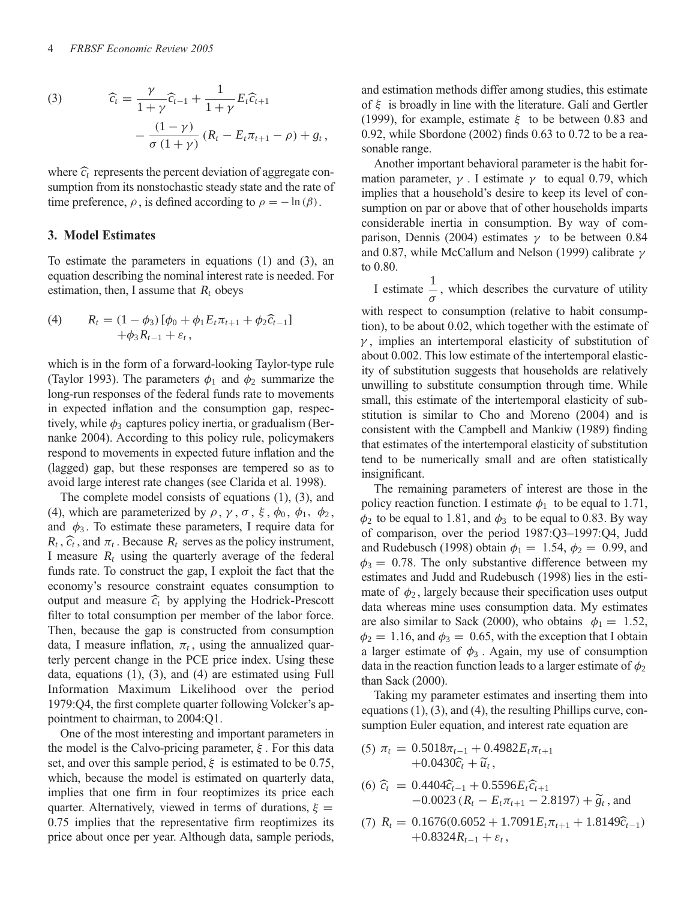$$\widehat{c}_t = \frac{\gamma}{1+\gamma}\widehat{c}_{t-1} + \frac{1}{1+\gamma}E_t\widehat{c}_{t+1} - \frac{(1-\gamma)}{\sigma(1+\gamma)}(R_t - E_t\pi_{t+1} - \rho) + g_t, \tag{3}$$

where $\widehat{c}_t$ represents the percent deviation of aggregate consumption from its nonstochastic steady state and the rate of time preference, $\rho$, is defined according to $\rho = -\ln(\beta)$.

### 3. Model Estimates

To estimate the parameters in equations (1) and (3), an equation describing the nominal interest rate is needed. For estimation, then, I assume that $R_t$ obeys

$$R_t = (1-\phi_3)\left[\phi_0 + \phi_1 E_t\pi_{t+1} + \phi_2\widehat{c}_{t-1}\right] + \phi_3 R_{t-1} + \varepsilon_t, \tag{4}$$

which is in the form of a forward-looking Taylor-type rule (Taylor 1993). The parameters $\phi_1$ and $\phi_2$ summarize the long-run responses of the federal funds rate to movements in expected inflation and the consumption gap, respectively, while $\phi_3$ captures policy inertia, or gradualism (Bernanke 2004). According to this policy rule, policymakers respond to movements in expected future inflation and the (lagged) gap, but these responses are tempered so as to avoid large interest rate changes (see Clarida et al. 1998).

The complete model consists of equations (1), (3), and (4), which are parameterized by $\rho$, $\gamma$, $\sigma$, $\xi$, $\phi_0$, $\phi_1$, $\phi_2$, and $\phi_3$. To estimate these parameters, I require data for $R_t$, $\widehat{c}_t$, and $\pi_t$. Because $R_t$ serves as the policy instrument, I measure $R_t$ using the quarterly average of the federal funds rate. To construct the gap, I exploit the fact that the economy's resource constraint equates consumption to output and measure $\widehat{c}_t$ by applying the Hodrick-Prescott filter to total consumption per member of the labor force. Then, because the gap is constructed from consumption data, I measure inflation, $\pi_t$, using the annualized quarterly percent change in the PCE price index. Using these data, equations (1), (3), and (4) are estimated using Full Information Maximum Likelihood over the period 1979:Q4, the first complete quarter following Volcker's appointment to chairman, to 2004:Q1.

One of the most interesting and important parameters in the model is the Calvo-pricing parameter, $\xi$. For this data set, and over this sample period, $\xi$ is estimated to be 0.75, which, because the model is estimated on quarterly data, implies that one firm in four reoptimizes its price each quarter. Alternatively, viewed in terms of durations, $\xi = 0.75$ implies that the representative firm reoptimizes its price about once per year. Although data, sample periods, and estimation methods differ among studies, this estimate of $\xi$ is broadly in line with the literature. Galí and Gertler (1999), for example, estimate $\xi$ to be between 0.83 and 0.92, while Sbordone (2002) finds 0.63 to 0.72 to be a reasonable range.

Another important behavioral parameter is the habit formation parameter, $\gamma$. I estimate $\gamma$ to equal 0.79, which implies that a household's desire to keep its level of consumption on par or above that of other households imparts considerable inertia in consumption. By way of comparison, Dennis (2004) estimates $\gamma$ to be between 0.84 and 0.87, while McCallum and Nelson (1999) calibrate $\gamma$ to 0.80.

I estimate $\frac{1}{\sigma}$, which describes the curvature of utility with respect to consumption (relative to habit consumption), to be about 0.02, which together with the estimate of $\gamma$, implies an intertemporal elasticity of substitution of about 0.002. This low estimate of the intertemporal elasticity of substitution suggests that households are relatively unwilling to substitute consumption through time. While small, this estimate of the intertemporal elasticity of substitution is similar to Cho and Moreno (2004) and is consistent with the Campbell and Mankiw (1989) finding that estimates of the intertemporal elasticity of substitution tend to be numerically small and are often statistically insignificant.

The remaining parameters of interest are those in the policy reaction function. I estimate $\phi_1$ to be equal to 1.71, $\phi_2$ to be equal to 1.81, and $\phi_3$ to be equal to 0.83. By way of comparison, over the period 1987:Q3–1997:Q4, Judd and Rudebusch (1998) obtain $\phi_1 = 1.54$, $\phi_2 = 0.99$, and $\phi_3 = 0.78$. The only substantive difference between my estimates and Judd and Rudebusch (1998) lies in the estimate of $\phi_2$, largely because their specification uses output data whereas mine uses consumption data. My estimates are also similar to Sack (2000), who obtains $\phi_1 = 1.52$, $\phi_2 = 1.16$, and $\phi_3 = 0.65$, with the exception that I obtain a larger estimate of $\phi_3$. Again, my use of consumption data in the reaction function leads to a larger estimate of $\phi_2$ than Sack (2000).

Taking my parameter estimates and inserting them into equations (1), (3), and (4), the resulting Phillips curve, consumption Euler equation, and interest rate equation are

$$\pi_t = 0.5018\pi_{t-1} + 0.4982E_t\pi_{t+1} + 0.0430\widehat{c}_t + \widetilde{u}_t, \tag{5}$$

$$\widehat{c}_t = 0.4404\widehat{c}_{t-1} + 0.5596E_t\widehat{c}_{t+1} - 0.0023(R_t - E_t\pi_{t+1} - 2.8197) + \widetilde{g}_t, \text{ and} \tag{6}$$

$$R_t = 0.1676(0.6052 + 1.7091E_t\pi_{t+1} + 1.8149\widehat{c}_{t-1}) + 0.8324R_{t-1} + \varepsilon_t, \tag{7}$$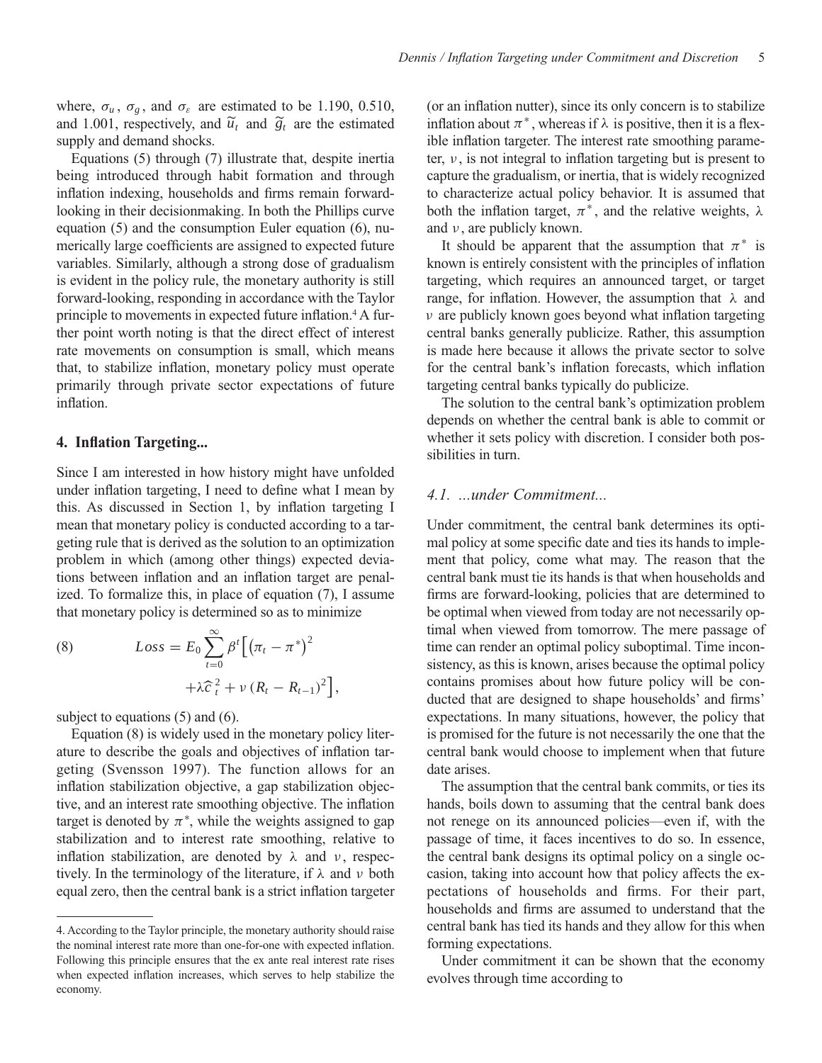where, $\sigma_u$, $\sigma_g$, and $\sigma_\varepsilon$ are estimated to be 1.190, 0.510, and 1.001, respectively, and $\widetilde{u}_t$ and $\widetilde{g}_t$ are the estimated supply and demand shocks.

Equations (5) through (7) illustrate that, despite inertia being introduced through habit formation and through inflation indexing, households and firms remain forward-looking in their decisionmaking. In both the Phillips curve equation (5) and the consumption Euler equation (6), numerically large coefficients are assigned to expected future variables. Similarly, although a strong dose of gradualism is evident in the policy rule, the monetary authority is still forward-looking, responding in accordance with the Taylor principle to movements in expected future inflation.[4] A further point worth noting is that the direct effect of interest rate movements on consumption is small, which means that, to stabilize inflation, monetary policy must operate primarily through private sector expectations of future inflation.

## 4. Inflation Targeting...

Since I am interested in how history might have unfolded under inflation targeting, I need to define what I mean by this. As discussed in Section 1, by inflation targeting I mean that monetary policy is conducted according to a targeting rule that is derived as the solution to an optimization problem in which (among other things) expected deviations between inflation and an inflation target are penalized. To formalize this, in place of equation (7), I assume that monetary policy is determined so as to minimize

$$Loss = E_0 \sum_{t=0}^{\infty} \beta^t \Big[ \left(\pi_t - \pi^*\right)^2 + \lambda \widehat{c}_t^{\,2} + \nu \left(R_t - R_{t-1}\right)^2 \Big], \tag{8}$$

subject to equations (5) and (6).

Equation (8) is widely used in the monetary policy literature to describe the goals and objectives of inflation targeting (Svensson 1997). The function allows for an inflation stabilization objective, a gap stabilization objective, and an interest rate smoothing objective. The inflation target is denoted by $\pi^*$, while the weights assigned to gap stabilization and to interest rate smoothing, relative to inflation stabilization, are denoted by $\lambda$ and $\nu$, respectively. In the terminology of the literature, if $\lambda$ and $\nu$ both equal zero, then the central bank is a strict inflation targeter (or an inflation nutter), since its only concern is to stabilize inflation about $\pi^*$, whereas if $\lambda$ is positive, then it is a flexible inflation targeter. The interest rate smoothing parameter, $\nu$, is not integral to inflation targeting but is present to capture the gradualism, or inertia, that is widely recognized to characterize actual policy behavior. It is assumed that both the inflation target, $\pi^*$, and the relative weights, $\lambda$ and $\nu$, are publicly known.

It should be apparent that the assumption that $\pi^*$ is known is entirely consistent with the principles of inflation targeting, which requires an announced target, or target range, for inflation. However, the assumption that $\lambda$ and $\nu$ are publicly known goes beyond what inflation targeting central banks generally publicize. Rather, this assumption is made here because it allows the private sector to solve for the central bank's inflation forecasts, which inflation targeting central banks typically do publicize.

The solution to the central bank's optimization problem depends on whether the central bank is able to commit or whether it sets policy with discretion. I consider both possibilities in turn.

### *4.1. ...under Commitment...*

Under commitment, the central bank determines its optimal policy at some specific date and ties its hands to implement that policy, come what may. The reason that the central bank must tie its hands is that when households and firms are forward-looking, policies that are determined to be optimal when viewed from today are not necessarily optimal when viewed from tomorrow. The mere passage of time can render an optimal policy suboptimal. Time inconsistency, as this is known, arises because the optimal policy contains promises about how future policy will be conducted that are designed to shape households' and firms' expectations. In many situations, however, the policy that is promised for the future is not necessarily the one that the central bank would choose to implement when that future date arises.

The assumption that the central bank commits, or ties its hands, boils down to assuming that the central bank does not renege on its announced policies—even if, with the passage of time, it faces incentives to do so. In essence, the central bank designs its optimal policy on a single occasion, taking into account how that policy affects the expectations of households and firms. For their part, households and firms are assumed to understand that the central bank has tied its hands and they allow for this when forming expectations.

Under commitment it can be shown that the economy evolves through time according to

---

4. According to the Taylor principle, the monetary authority should raise the nominal interest rate more than one-for-one with expected inflation. Following this principle ensures that the ex ante real interest rate rises when expected inflation increases, which serves to help stabilize the economy.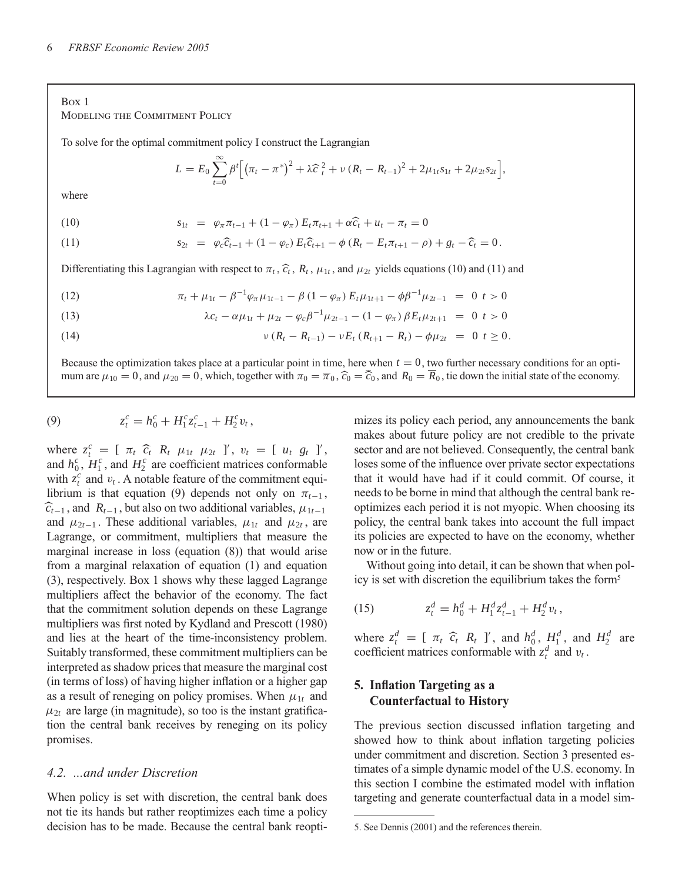Box 1
Modeling the Commitment Policy

To solve for the optimal commitment policy I construct the Lagrangian

$$L = E_0 \sum_{t=0}^{\infty} \beta^t \Big[ \left(\pi_t - \pi^*\right)^2 + \lambda \widehat{c}_t^{\,2} + \nu \left(R_t - R_{t-1}\right)^2 + 2\mu_{1t} s_{1t} + 2\mu_{2t} s_{2t} \Big],$$

where

$$(10) \qquad s_{1t} = \varphi_\pi \pi_{t-1} + (1 - \varphi_\pi) E_t \pi_{t+1} + \alpha \widehat{c}_t + u_t - \pi_t = 0$$

$$(11) \qquad s_{2t} = \varphi_c \widehat{c}_{t-1} + (1 - \varphi_c) E_t \widehat{c}_{t+1} - \phi \left(R_t - E_t \pi_{t+1} - \rho\right) + g_t - \widehat{c}_t = 0.$$

Differentiating this Lagrangian with respect to $\pi_t$, $\widehat{c}_t$, $R_t$, $\mu_{1t}$, and $\mu_{2t}$ yields equations (10) and (11) and

$$(12) \qquad \pi_t + \mu_{1t} - \beta^{-1} \varphi_\pi \mu_{1t-1} - \beta (1 - \varphi_\pi) E_t \mu_{1t+1} - \phi \beta^{-1} \mu_{2t-1} = 0 \;\; t > 0$$

$$(13) \qquad \lambda c_t - \alpha \mu_{1t} + \mu_{2t} - \varphi_c \beta^{-1} \mu_{2t-1} - (1 - \varphi_\pi) \beta E_t \mu_{2t+1} = 0 \;\; t > 0$$

$$(14) \qquad \nu \left(R_t - R_{t-1}\right) - \nu E_t \left(R_{t+1} - R_t\right) - \phi \mu_{2t} = 0 \;\; t \geq 0.$$

Because the optimization takes place at a particular point in time, here when $t = 0$, two further necessary conditions for an optimum are $\mu_{10} = 0$, and $\mu_{20} = 0$, which, together with $\pi_0 = \overline{\pi}_0$, $\widehat{c}_0 = \overline{\widehat{c}}_0$, and $R_0 = \overline{R}_0$, tie down the initial state of the economy.

---

$$(9) \qquad z_t^c = h_0^c + H_1^c z_{t-1}^c + H_2^c v_t,$$

where $z_t^c = [\ \pi_t \ \widehat{c}_t \ R_t \ \mu_{1t} \ \mu_{2t}\ ]'$, $v_t = [\ u_t \ g_t\ ]'$, and $h_0^c$, $H_1^c$, and $H_2^c$ are coefficient matrices conformable with $z_t^c$ and $v_t$. A notable feature of the commitment equilibrium is that equation (9) depends not only on $\pi_{t-1}$, $\widehat{c}_{t-1}$, and $R_{t-1}$, but also on two additional variables, $\mu_{1t-1}$ and $\mu_{2t-1}$. These additional variables, $\mu_{1t}$ and $\mu_{2t}$, are Lagrange, or commitment, multipliers that measure the marginal increase in loss (equation (8)) that would arise from a marginal relaxation of equation (1) and equation (3), respectively. Box 1 shows why these lagged Lagrange multipliers affect the behavior of the economy. The fact that the commitment solution depends on these Lagrange multipliers was first noted by Kydland and Prescott (1980) and lies at the heart of the time-inconsistency problem. Suitably transformed, these commitment multipliers can be interpreted as shadow prices that measure the marginal cost (in terms of loss) of having higher inflation or a higher gap as a result of reneging on policy promises. When $\mu_{1t}$ and $\mu_{2t}$ are large (in magnitude), so too is the instant gratification the central bank receives by reneging on its policy promises.

### *4.2. ...and under Discretion*

When policy is set with discretion, the central bank does not tie its hands but rather reoptimizes each time a policy decision has to be made. Because the central bank reoptimizes its policy each period, any announcements the bank makes about future policy are not credible to the private sector and are not believed. Consequently, the central bank loses some of the influence over private sector expectations that it would have had if it could commit. Of course, it needs to be borne in mind that although the central bank reoptimizes each period it is not myopic. When choosing its policy, the central bank takes into account the full impact its policies are expected to have on the economy, whether now or in the future.

Without going into detail, it can be shown that when policy is set with discretion the equilibrium takes the form[5]

$$(15) \qquad z_t^d = h_0^d + H_1^d z_{t-1}^d + H_2^d v_t,$$

where $z_t^d = [\ \pi_t \ \widehat{c}_t \ R_t\ ]'$, and $h_0^d$, $H_1^d$, and $H_2^d$ are coefficient matrices conformable with $z_t^d$ and $v_t$.

## 5. Inflation Targeting as a Counterfactual to History

The previous section discussed inflation targeting and showed how to think about inflation targeting policies under commitment and discretion. Section 3 presented estimates of a simple dynamic model of the U.S. economy. In this section I combine the estimated model with inflation targeting and generate counterfactual data in a model sim-

---

5. See Dennis (2001) and the references therein.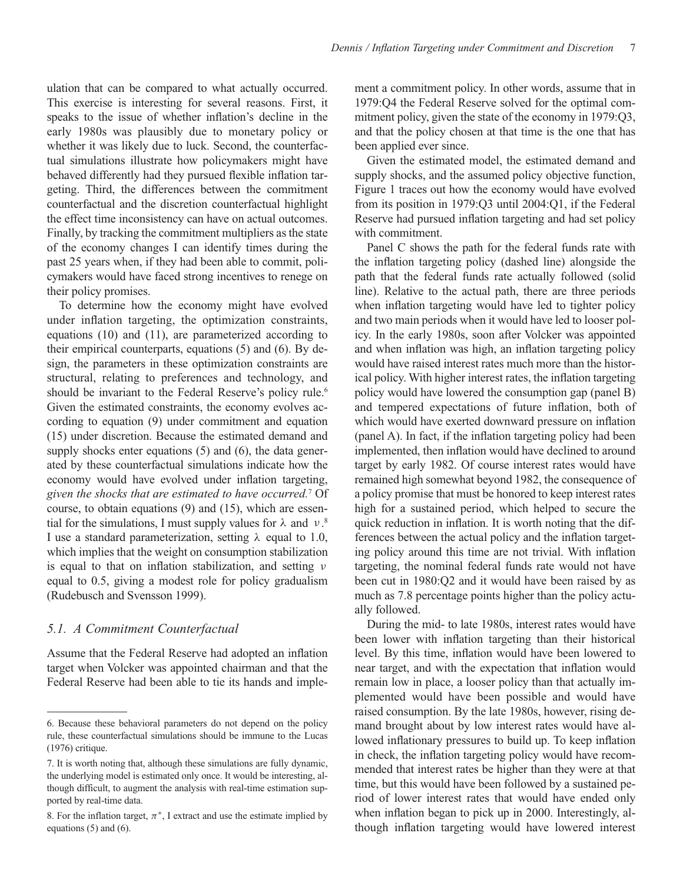ulation that can be compared to what actually occurred. This exercise is interesting for several reasons. First, it speaks to the issue of whether inflation's decline in the early 1980s was plausibly due to monetary policy or whether it was likely due to luck. Second, the counterfactual simulations illustrate how policymakers might have behaved differently had they pursued flexible inflation targeting. Third, the differences between the commitment counterfactual and the discretion counterfactual highlight the effect time inconsistency can have on actual outcomes. Finally, by tracking the commitment multipliers as the state of the economy changes I can identify times during the past 25 years when, if they had been able to commit, policymakers would have faced strong incentives to renege on their policy promises.

To determine how the economy might have evolved under inflation targeting, the optimization constraints, equations (10) and (11), are parameterized according to their empirical counterparts, equations (5) and (6). By design, the parameters in these optimization constraints are structural, relating to preferences and technology, and should be invariant to the Federal Reserve's policy rule.[6] Given the estimated constraints, the economy evolves according to equation (9) under commitment and equation (15) under discretion. Because the estimated demand and supply shocks enter equations (5) and (6), the data generated by these counterfactual simulations indicate how the economy would have evolved under inflation targeting, *given the shocks that are estimated to have occurred.*[7] Of course, to obtain equations (9) and (15), which are essential for the simulations, I must supply values for $\lambda$ and $\nu$.[8] I use a standard parameterization, setting $\lambda$ equal to 1.0, which implies that the weight on consumption stabilization is equal to that on inflation stabilization, and setting $\nu$ equal to 0.5, giving a modest role for policy gradualism (Rudebusch and Svensson 1999).

### 5.1. A Commitment Counterfactual

Assume that the Federal Reserve had adopted an inflation target when Volcker was appointed chairman and that the Federal Reserve had been able to tie its hands and implement a commitment policy. In other words, assume that in 1979:Q4 the Federal Reserve solved for the optimal commitment policy, given the state of the economy in 1979:Q3, and that the policy chosen at that time is the one that has been applied ever since.

Given the estimated model, the estimated demand and supply shocks, and the assumed policy objective function, Figure 1 traces out how the economy would have evolved from its position in 1979:Q3 until 2004:Q1, if the Federal Reserve had pursued inflation targeting and had set policy with commitment.

Panel C shows the path for the federal funds rate with the inflation targeting policy (dashed line) alongside the path that the federal funds rate actually followed (solid line). Relative to the actual path, there are three periods when inflation targeting would have led to tighter policy and two main periods when it would have led to looser policy. In the early 1980s, soon after Volcker was appointed and when inflation was high, an inflation targeting policy would have raised interest rates much more than the historical policy. With higher interest rates, the inflation targeting policy would have lowered the consumption gap (panel B) and tempered expectations of future inflation, both of which would have exerted downward pressure on inflation (panel A). In fact, if the inflation targeting policy had been implemented, then inflation would have declined to around target by early 1982. Of course interest rates would have remained high somewhat beyond 1982, the consequence of a policy promise that must be honored to keep interest rates high for a sustained period, which helped to secure the quick reduction in inflation. It is worth noting that the differences between the actual policy and the inflation targeting policy around this time are not trivial. With inflation targeting, the nominal federal funds rate would not have been cut in 1980:Q2 and it would have been raised by as much as 7.8 percentage points higher than the policy actually followed.

During the mid- to late 1980s, interest rates would have been lower with inflation targeting than their historical level. By this time, inflation would have been lowered to near target, and with the expectation that inflation would remain low in place, a looser policy than that actually implemented would have been possible and would have raised consumption. By the late 1980s, however, rising demand brought about by low interest rates would have allowed inflationary pressures to build up. To keep inflation in check, the inflation targeting policy would have recommended that interest rates be higher than they were at that time, but this would have been followed by a sustained period of lower interest rates that would have ended only when inflation began to pick up in 2000. Interestingly, although inflation targeting would have lowered interest

---

6. Because these behavioral parameters do not depend on the policy rule, these counterfactual simulations should be immune to the Lucas (1976) critique.

7. It is worth noting that, although these simulations are fully dynamic, the underlying model is estimated only once. It would be interesting, although difficult, to augment the analysis with real-time estimation supported by real-time data.

8. For the inflation target, $\pi^{*}$, I extract and use the estimate implied by equations (5) and (6).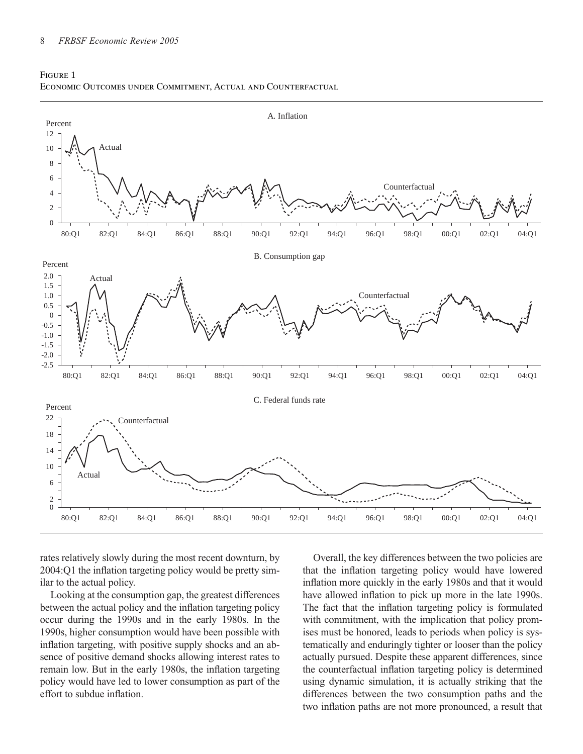Figure 1
Economic Outcomes under Commitment, Actual and Counterfactual

A. Inflation

B. Consumption gap

C. Federal funds rate

rates relatively slowly during the most recent downturn, by 2004:Q1 the inflation targeting policy would be pretty similar to the actual policy.

Looking at the consumption gap, the greatest differences between the actual policy and the inflation targeting policy occur during the 1990s and in the early 1980s. In the 1990s, higher consumption would have been possible with inflation targeting, with positive supply shocks and an absence of positive demand shocks allowing interest rates to remain low. But in the early 1980s, the inflation targeting policy would have led to lower consumption as part of the effort to subdue inflation.

Overall, the key differences between the two policies are that the inflation targeting policy would have lowered inflation more quickly in the early 1980s and that it would have allowed inflation to pick up more in the late 1990s. The fact that the inflation targeting policy is formulated with commitment, with the implication that policy promises must be honored, leads to periods when policy is systematically and enduringly tighter or looser than the policy actually pursued. Despite these apparent differences, since the counterfactual inflation targeting policy is determined using dynamic simulation, it is actually striking that the differences between the two consumption paths and the two inflation paths are not more pronounced, a result that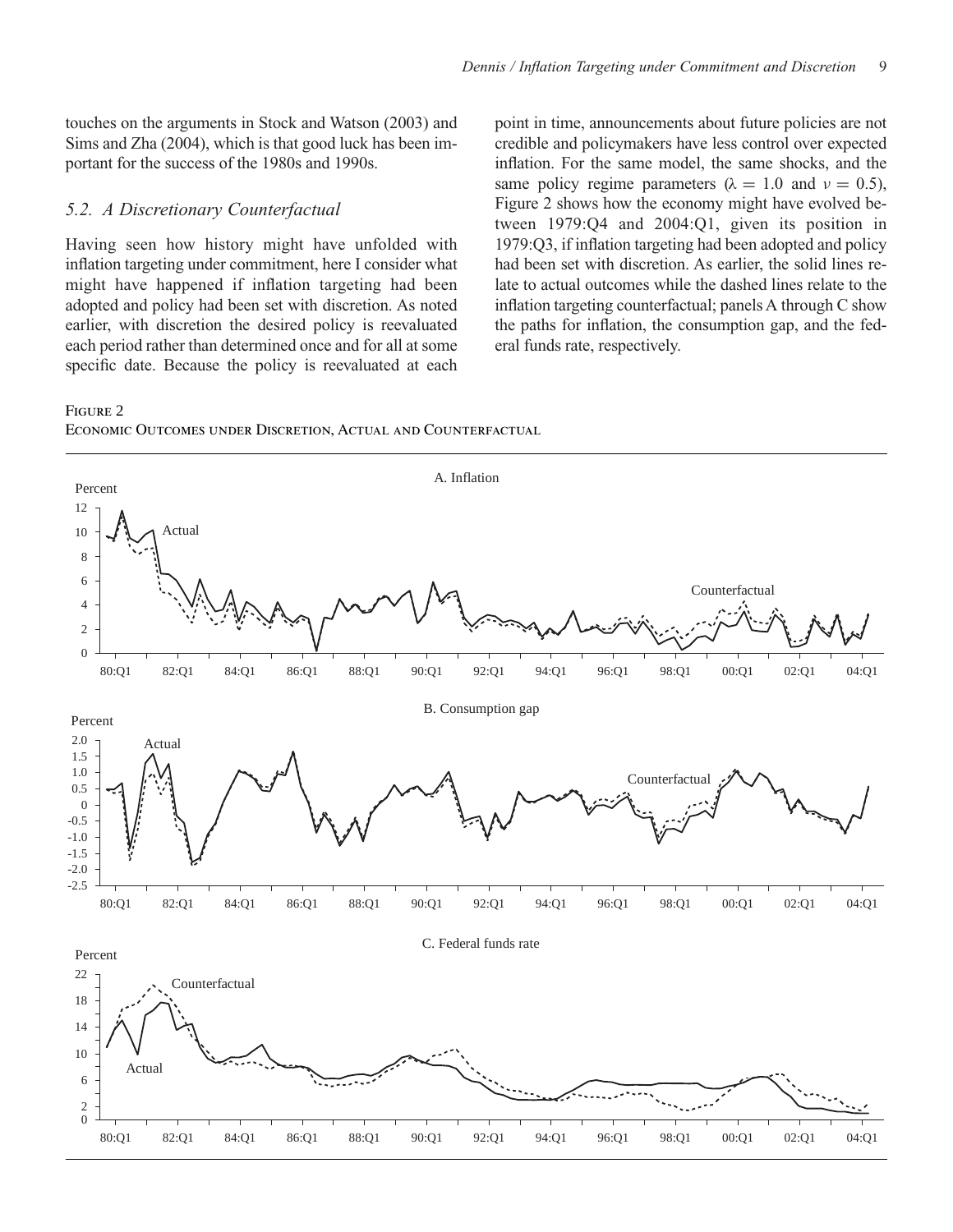touches on the arguments in Stock and Watson (2003) and Sims and Zha (2004), which is that good luck has been important for the success of the 1980s and 1990s.

### *5.2. A Discretionary Counterfactual*

Having seen how history might have unfolded with inflation targeting under commitment, here I consider what might have happened if inflation targeting had been adopted and policy had been set with discretion. As noted earlier, with discretion the desired policy is reevaluated each period rather than determined once and for all at some specific date. Because the policy is reevaluated at each point in time, announcements about future policies are not credible and policymakers have less control over expected inflation. For the same model, the same shocks, and the same policy regime parameters ($\lambda = 1.0$ and $\nu = 0.5$), Figure 2 shows how the economy might have evolved between 1979:Q4 and 2004:Q1, given its position in 1979:Q3, if inflation targeting had been adopted and policy had been set with discretion. As earlier, the solid lines relate to actual outcomes while the dashed lines relate to the inflation targeting counterfactual; panels A through C show the paths for inflation, the consumption gap, and the federal funds rate, respectively.

Figure 2
Economic Outcomes under Discretion, Actual and Counterfactual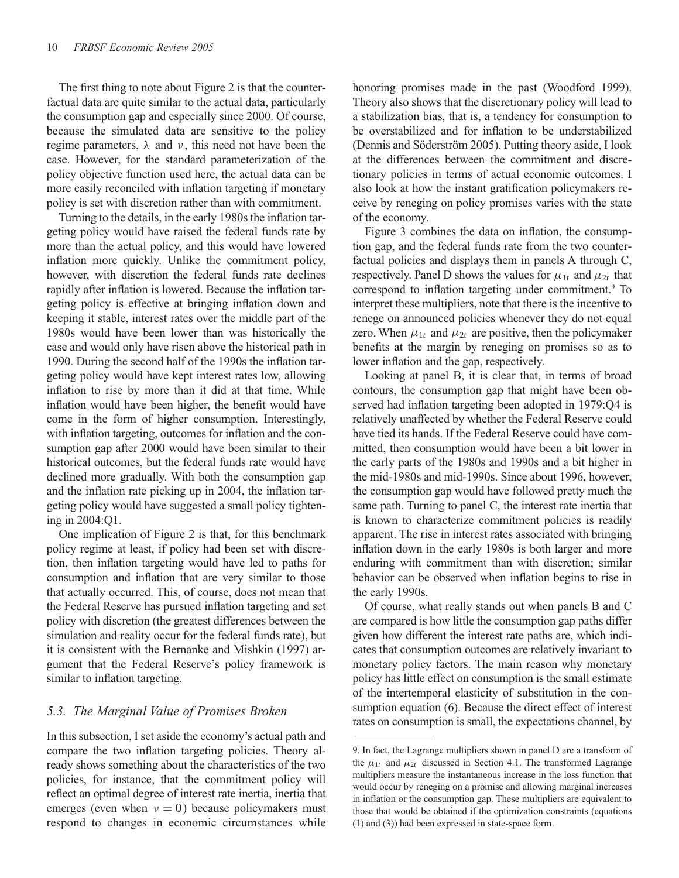The first thing to note about Figure 2 is that the counterfactual data are quite similar to the actual data, particularly the consumption gap and especially since 2000. Of course, because the simulated data are sensitive to the policy regime parameters, $\lambda$ and $\nu$, this need not have been the case. However, for the standard parameterization of the policy objective function used here, the actual data can be more easily reconciled with inflation targeting if monetary policy is set with discretion rather than with commitment.

Turning to the details, in the early 1980s the inflation targeting policy would have raised the federal funds rate by more than the actual policy, and this would have lowered inflation more quickly. Unlike the commitment policy, however, with discretion the federal funds rate declines rapidly after inflation is lowered. Because the inflation targeting policy is effective at bringing inflation down and keeping it stable, interest rates over the middle part of the 1980s would have been lower than was historically the case and would only have risen above the historical path in 1990. During the second half of the 1990s the inflation targeting policy would have kept interest rates low, allowing inflation to rise by more than it did at that time. While inflation would have been higher, the benefit would have come in the form of higher consumption. Interestingly, with inflation targeting, outcomes for inflation and the consumption gap after 2000 would have been similar to their historical outcomes, but the federal funds rate would have declined more gradually. With both the consumption gap and the inflation rate picking up in 2004, the inflation targeting policy would have suggested a small policy tightening in 2004:Q1.

One implication of Figure 2 is that, for this benchmark policy regime at least, if policy had been set with discretion, then inflation targeting would have led to paths for consumption and inflation that are very similar to those that actually occurred. This, of course, does not mean that the Federal Reserve has pursued inflation targeting and set policy with discretion (the greatest differences between the simulation and reality occur for the federal funds rate), but it is consistent with the Bernanke and Mishkin (1997) argument that the Federal Reserve's policy framework is similar to inflation targeting.

### 5.3. The Marginal Value of Promises Broken

In this subsection, I set aside the economy's actual path and compare the two inflation targeting policies. Theory already shows something about the characteristics of the two policies, for instance, that the commitment policy will reflect an optimal degree of interest rate inertia, inertia that emerges (even when $\nu = 0$) because policymakers must respond to changes in economic circumstances while honoring promises made in the past (Woodford 1999). Theory also shows that the discretionary policy will lead to a stabilization bias, that is, a tendency for consumption to be overstabilized and for inflation to be understabilized (Dennis and Söderström 2005). Putting theory aside, I look at the differences between the commitment and discretionary policies in terms of actual economic outcomes. I also look at how the instant gratification policymakers receive by reneging on policy promises varies with the state of the economy.

Figure 3 combines the data on inflation, the consumption gap, and the federal funds rate from the two counterfactual policies and displays them in panels A through C, respectively. Panel D shows the values for $\mu_{1t}$ and $\mu_{2t}$ that correspond to inflation targeting under commitment.[9] To interpret these multipliers, note that there is the incentive to renege on announced policies whenever they do not equal zero. When $\mu_{1t}$ and $\mu_{2t}$ are positive, then the policymaker benefits at the margin by reneging on promises so as to lower inflation and the gap, respectively.

Looking at panel B, it is clear that, in terms of broad contours, the consumption gap that might have been observed had inflation targeting been adopted in 1979:Q4 is relatively unaffected by whether the Federal Reserve could have tied its hands. If the Federal Reserve could have committed, then consumption would have been a bit lower in the early parts of the 1980s and 1990s and a bit higher in the mid-1980s and mid-1990s. Since about 1996, however, the consumption gap would have followed pretty much the same path. Turning to panel C, the interest rate inertia that is known to characterize commitment policies is readily apparent. The rise in interest rates associated with bringing inflation down in the early 1980s is both larger and more enduring with commitment than with discretion; similar behavior can be observed when inflation begins to rise in the early 1990s.

Of course, what really stands out when panels B and C are compared is how little the consumption gap paths differ given how different the interest rate paths are, which indicates that consumption outcomes are relatively invariant to monetary policy factors. The main reason why monetary policy has little effect on consumption is the small estimate of the intertemporal elasticity of substitution in the consumption equation (6). Because the direct effect of interest rates on consumption is small, the expectations channel, by

---

9. In fact, the Lagrange multipliers shown in panel D are a transform of the $\mu_{1t}$ and $\mu_{2t}$ discussed in Section 4.1. The transformed Lagrange multipliers measure the instantaneous increase in the loss function that would occur by reneging on a promise and allowing marginal increases in inflation or the consumption gap. These multipliers are equivalent to those that would be obtained if the optimization constraints (equations (1) and (3)) had been expressed in state-space form.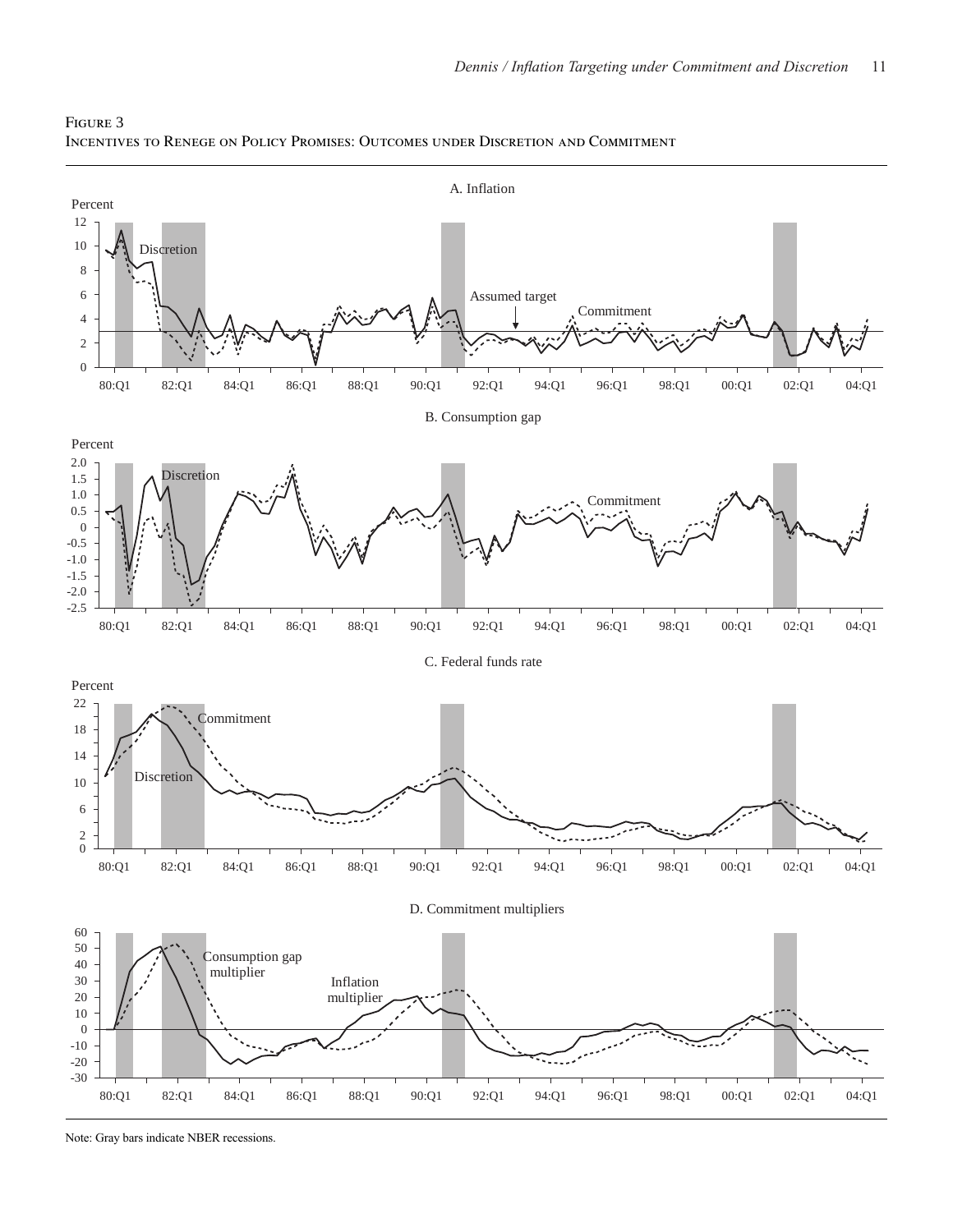FIGURE 3

INCENTIVES TO RENEGE ON POLICY PROMISES: OUTCOMES UNDER DISCRETION AND COMMITMENT

A. Inflation

B. Consumption gap

C. Federal funds rate

D. Commitment multipliers

Note: Gray bars indicate NBER recessions.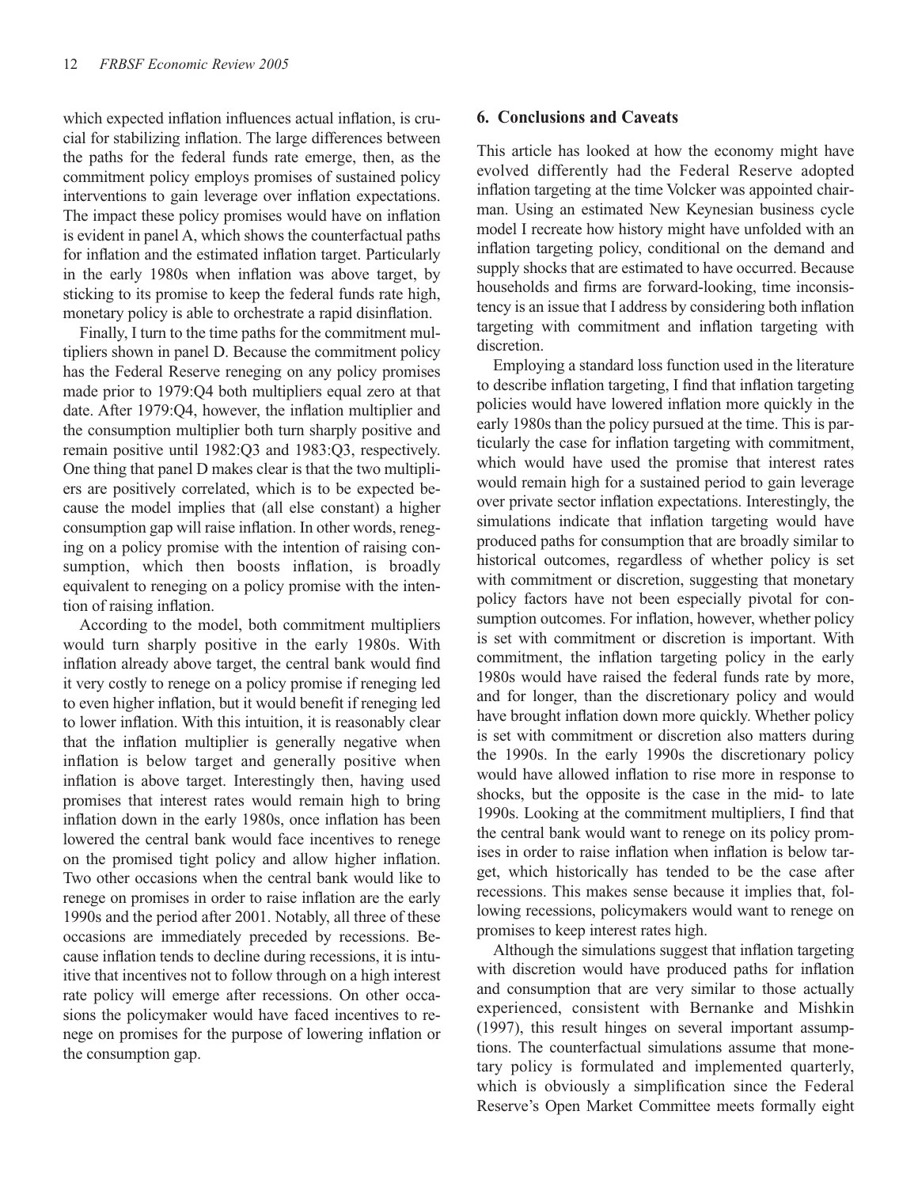which expected inflation influences actual inflation, is crucial for stabilizing inflation. The large differences between the paths for the federal funds rate emerge, then, as the commitment policy employs promises of sustained policy interventions to gain leverage over inflation expectations. The impact these policy promises would have on inflation is evident in panel A, which shows the counterfactual paths for inflation and the estimated inflation target. Particularly in the early 1980s when inflation was above target, by sticking to its promise to keep the federal funds rate high, monetary policy is able to orchestrate a rapid disinflation.

Finally, I turn to the time paths for the commitment multipliers shown in panel D. Because the commitment policy has the Federal Reserve reneging on any policy promises made prior to 1979:Q4 both multipliers equal zero at that date. After 1979:Q4, however, the inflation multiplier and the consumption multiplier both turn sharply positive and remain positive until 1982:Q3 and 1983:Q3, respectively. One thing that panel D makes clear is that the two multipliers are positively correlated, which is to be expected because the model implies that (all else constant) a higher consumption gap will raise inflation. In other words, reneging on a policy promise with the intention of raising consumption, which then boosts inflation, is broadly equivalent to reneging on a policy promise with the intention of raising inflation.

According to the model, both commitment multipliers would turn sharply positive in the early 1980s. With inflation already above target, the central bank would find it very costly to renege on a policy promise if reneging led to even higher inflation, but it would benefit if reneging led to lower inflation. With this intuition, it is reasonably clear that the inflation multiplier is generally negative when inflation is below target and generally positive when inflation is above target. Interestingly then, having used promises that interest rates would remain high to bring inflation down in the early 1980s, once inflation has been lowered the central bank would face incentives to renege on the promised tight policy and allow higher inflation. Two other occasions when the central bank would like to renege on promises in order to raise inflation are the early 1990s and the period after 2001. Notably, all three of these occasions are immediately preceded by recessions. Because inflation tends to decline during recessions, it is intuitive that incentives not to follow through on a high interest rate policy will emerge after recessions. On other occasions the policymaker would have faced incentives to renege on promises for the purpose of lowering inflation or the consumption gap.

## 6. Conclusions and Caveats

This article has looked at how the economy might have evolved differently had the Federal Reserve adopted inflation targeting at the time Volcker was appointed chairman. Using an estimated New Keynesian business cycle model I recreate how history might have unfolded with an inflation targeting policy, conditional on the demand and supply shocks that are estimated to have occurred. Because households and firms are forward-looking, time inconsistency is an issue that I address by considering both inflation targeting with commitment and inflation targeting with discretion.

Employing a standard loss function used in the literature to describe inflation targeting, I find that inflation targeting policies would have lowered inflation more quickly in the early 1980s than the policy pursued at the time. This is particularly the case for inflation targeting with commitment, which would have used the promise that interest rates would remain high for a sustained period to gain leverage over private sector inflation expectations. Interestingly, the simulations indicate that inflation targeting would have produced paths for consumption that are broadly similar to historical outcomes, regardless of whether policy is set with commitment or discretion, suggesting that monetary policy factors have not been especially pivotal for consumption outcomes. For inflation, however, whether policy is set with commitment or discretion is important. With commitment, the inflation targeting policy in the early 1980s would have raised the federal funds rate by more, and for longer, than the discretionary policy and would have brought inflation down more quickly. Whether policy is set with commitment or discretion also matters during the 1990s. In the early 1990s the discretionary policy would have allowed inflation to rise more in response to shocks, but the opposite is the case in the mid- to late 1990s. Looking at the commitment multipliers, I find that the central bank would want to renege on its policy promises in order to raise inflation when inflation is below target, which historically has tended to be the case after recessions. This makes sense because it implies that, following recessions, policymakers would want to renege on promises to keep interest rates high.

Although the simulations suggest that inflation targeting with discretion would have produced paths for inflation and consumption that are very similar to those actually experienced, consistent with Bernanke and Mishkin (1997), this result hinges on several important assumptions. The counterfactual simulations assume that monetary policy is formulated and implemented quarterly, which is obviously a simplification since the Federal Reserve's Open Market Committee meets formally eight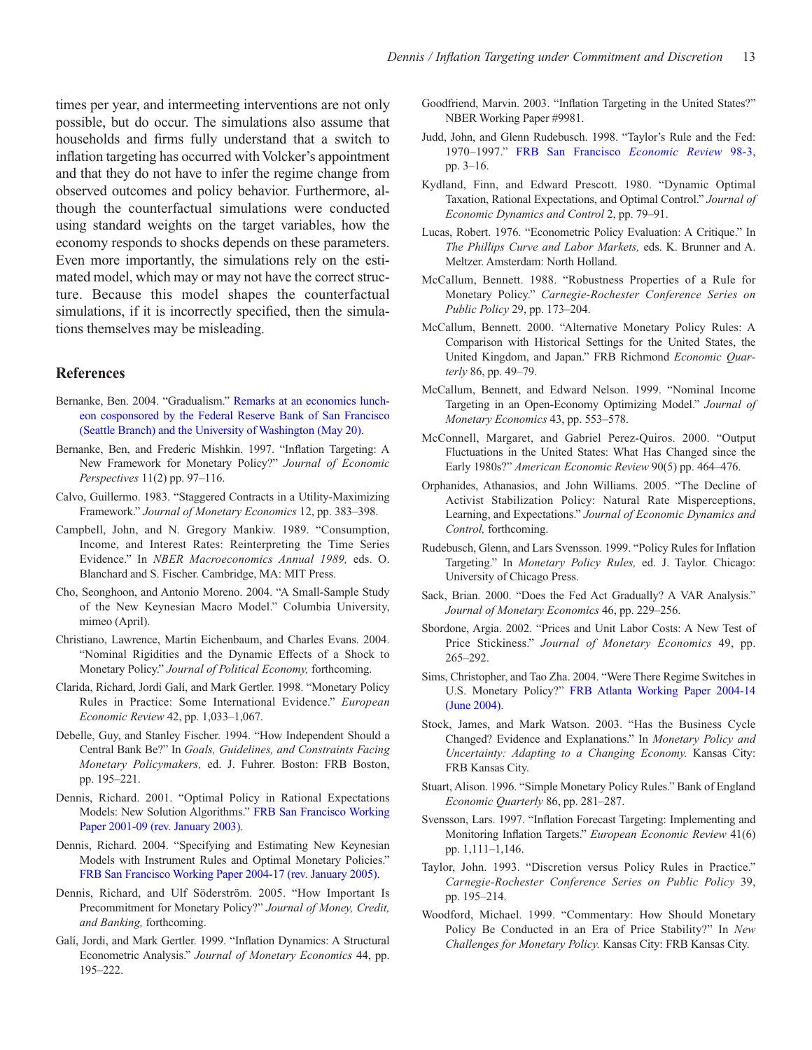times per year, and intermeeting interventions are not only possible, but do occur. The simulations also assume that households and firms fully understand that a switch to inflation targeting has occurred with Volcker's appointment and that they do not have to infer the regime change from observed outcomes and policy behavior. Furthermore, although the counterfactual simulations were conducted using standard weights on the target variables, how the economy responds to shocks depends on these parameters. Even more importantly, the simulations rely on the estimated model, which may or may not have the correct structure. Because this model shapes the counterfactual simulations, if it is incorrectly specified, then the simulations themselves may be misleading.

## References

Bernanke, Ben. 2004. "Gradualism." Remarks at an economics luncheon cosponsored by the Federal Reserve Bank of San Francisco (Seattle Branch) and the University of Washington (May 20).

Bernanke, Ben, and Frederic Mishkin. 1997. "Inflation Targeting: A New Framework for Monetary Policy?" *Journal of Economic Perspectives* 11(2) pp. 97–116.

Calvo, Guillermo. 1983. "Staggered Contracts in a Utility-Maximizing Framework." *Journal of Monetary Economics* 12, pp. 383–398.

Campbell, John, and N. Gregory Mankiw. 1989. "Consumption, Income, and Interest Rates: Reinterpreting the Time Series Evidence." In *NBER Macroeconomics Annual 1989,* eds. O. Blanchard and S. Fischer. Cambridge, MA: MIT Press.

Cho, Seonghoon, and Antonio Moreno. 2004. "A Small-Sample Study of the New Keynesian Macro Model." Columbia University, mimeo (April).

Christiano, Lawrence, Martin Eichenbaum, and Charles Evans. 2004. "Nominal Rigidities and the Dynamic Effects of a Shock to Monetary Policy." *Journal of Political Economy,* forthcoming.

Clarida, Richard, Jordi Galí, and Mark Gertler. 1998. "Monetary Policy Rules in Practice: Some International Evidence." *European Economic Review* 42, pp. 1,033–1,067.

Debelle, Guy, and Stanley Fischer. 1994. "How Independent Should a Central Bank Be?" In *Goals, Guidelines, and Constraints Facing Monetary Policymakers,* ed. J. Fuhrer. Boston: FRB Boston, pp. 195–221.

Dennis, Richard. 2001. "Optimal Policy in Rational Expectations Models: New Solution Algorithms." FRB San Francisco Working Paper 2001-09 (rev. January 2003).

Dennis, Richard. 2004. "Specifying and Estimating New Keynesian Models with Instrument Rules and Optimal Monetary Policies." FRB San Francisco Working Paper 2004-17 (rev. January 2005).

Dennis, Richard, and Ulf Söderström. 2005. "How Important Is Precommitment for Monetary Policy?" *Journal of Money, Credit, and Banking,* forthcoming.

Galí, Jordi, and Mark Gertler. 1999. "Inflation Dynamics: A Structural Econometric Analysis." *Journal of Monetary Economics* 44, pp. 195–222.

Goodfriend, Marvin. 2003. "Inflation Targeting in the United States?" NBER Working Paper #9981.

Judd, John, and Glenn Rudebusch. 1998. "Taylor's Rule and the Fed: 1970–1997." FRB San Francisco *Economic Review* 98-3, pp. 3–16.

Kydland, Finn, and Edward Prescott. 1980. "Dynamic Optimal Taxation, Rational Expectations, and Optimal Control." *Journal of Economic Dynamics and Control* 2, pp. 79–91.

Lucas, Robert. 1976. "Econometric Policy Evaluation: A Critique." In *The Phillips Curve and Labor Markets,* eds. K. Brunner and A. Meltzer. Amsterdam: North Holland.

McCallum, Bennett. 1988. "Robustness Properties of a Rule for Monetary Policy." *Carnegie-Rochester Conference Series on Public Policy* 29, pp. 173–204.

McCallum, Bennett. 2000. "Alternative Monetary Policy Rules: A Comparison with Historical Settings for the United States, the United Kingdom, and Japan." FRB Richmond *Economic Quarterly* 86, pp. 49–79.

McCallum, Bennett, and Edward Nelson. 1999. "Nominal Income Targeting in an Open-Economy Optimizing Model." *Journal of Monetary Economics* 43, pp. 553–578.

McConnell, Margaret, and Gabriel Perez-Quiros. 2000. "Output Fluctuations in the United States: What Has Changed since the Early 1980s?" *American Economic Review* 90(5) pp. 464–476.

Orphanides, Athanasios, and John Williams. 2005. "The Decline of Activist Stabilization Policy: Natural Rate Misperceptions, Learning, and Expectations." *Journal of Economic Dynamics and Control,* forthcoming.

Rudebusch, Glenn, and Lars Svensson. 1999. "Policy Rules for Inflation Targeting." In *Monetary Policy Rules,* ed. J. Taylor. Chicago: University of Chicago Press.

Sack, Brian. 2000. "Does the Fed Act Gradually? A VAR Analysis." *Journal of Monetary Economics* 46, pp. 229–256.

Sbordone, Argia. 2002. "Prices and Unit Labor Costs: A New Test of Price Stickiness." *Journal of Monetary Economics* 49, pp. 265–292.

Sims, Christopher, and Tao Zha. 2004. "Were There Regime Switches in U.S. Monetary Policy?" FRB Atlanta Working Paper 2004-14 (June 2004).

Stock, James, and Mark Watson. 2003. "Has the Business Cycle Changed? Evidence and Explanations." In *Monetary Policy and Uncertainty: Adapting to a Changing Economy.* Kansas City: FRB Kansas City.

Stuart, Alison. 1996. "Simple Monetary Policy Rules." Bank of England *Economic Quarterly* 86, pp. 281–287.

Svensson, Lars. 1997. "Inflation Forecast Targeting: Implementing and Monitoring Inflation Targets." *European Economic Review* 41(6) pp. 1,111–1,146.

Taylor, John. 1993. "Discretion versus Policy Rules in Practice." *Carnegie-Rochester Conference Series on Public Policy* 39, pp. 195–214.

Woodford, Michael. 1999. "Commentary: How Should Monetary Policy Be Conducted in an Era of Price Stability?" In *New Challenges for Monetary Policy.* Kansas City: FRB Kansas City.